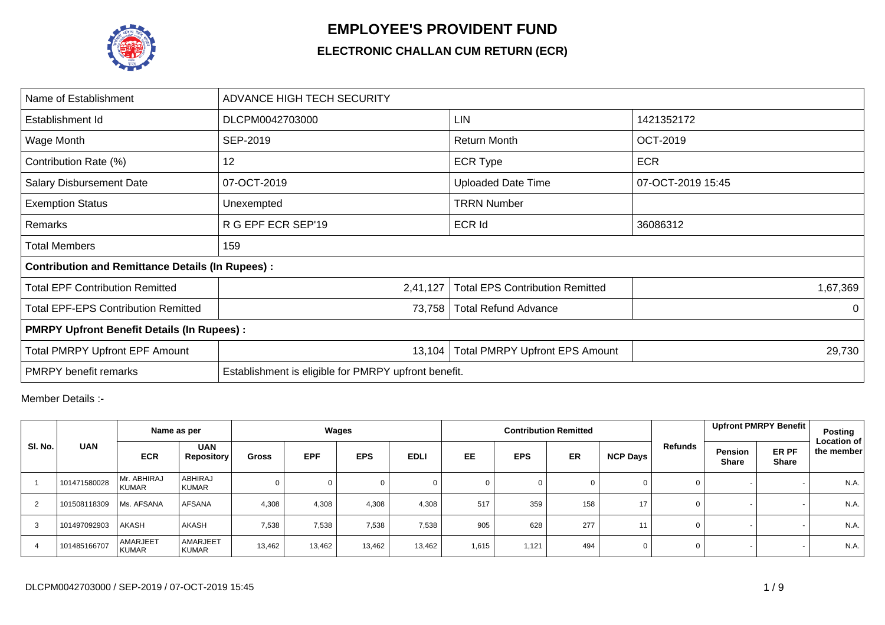# EMPLOYEE'S PROVIDENT FUND

## ELECTRONIC CHALLAN CUM RETURN (ECR)

| Name of Establishment | ADVANCE HIGH TECH SECURITY | | |
|---|---|---|---|
| Establishment Id | DLCPM0042703000 | LIN | 1421352172 |
| Wage Month | SEP-2019 | Return Month | OCT-2019 |
| Contribution Rate (%) | 12 | ECR Type | ECR |
| Salary Disbursement Date | 07-OCT-2019 | Uploaded Date Time | 07-OCT-2019 15:45 |
| Exemption Status | Unexempted | TRRN Number | |
| Remarks | R G EPF ECR SEP'19 | ECR Id | 36086312 |
| Total Members | 159 | | |
| **Contribution and Remittance Details (In Rupees) :** | | | |
| Total EPF Contribution Remitted | 2,41,127 | Total EPS Contribution Remitted | 1,67,369 |
| Total EPF-EPS Contribution Remitted | 73,758 | Total Refund Advance | 0 |
| **PMRPY Upfront Benefit Details (In Rupees) :** | | | |
| Total PMRPY Upfront EPF Amount | 13,104 | Total PMRPY Upfront EPS Amount | 29,730 |
| PMRPY benefit remarks | Establishment is eligible for PMRPY upfront benefit. | | |

Member Details :-

| Sl. No. | UAN | Name as per | | Wages | | | | Contribution Remitted | | | | Refunds | Upfront PMRPY Benefit | | Posting Location of the member |
|---|---|---|---|---|---|---|---|---|---|---|---|---|---|---|---|
| | | ECR | UAN Repository | Gross | EPF | EPS | EDLI | EE | EPS | ER | NCP Days | | Pension Share | ER PF Share | |
| 1 | 101471580028 | Mr. ABHIRAJ KUMAR | ABHIRAJ KUMAR | 0 | 0 | 0 | 0 | 0 | 0 | 0 | 0 | 0 | - | - | N.A. |
| 2 | 101508118309 | Ms. AFSANA | AFSANA | 4,308 | 4,308 | 4,308 | 4,308 | 517 | 359 | 158 | 17 | 0 | - | - | N.A. |
| 3 | 101497092903 | AKASH | AKASH | 7,538 | 7,538 | 7,538 | 7,538 | 905 | 628 | 277 | 11 | 0 | - | - | N.A. |
| 4 | 101485166707 | AMARJEET KUMAR | AMARJEET KUMAR | 13,462 | 13,462 | 13,462 | 13,462 | 1,615 | 1,121 | 494 | 0 | 0 | - | - | N.A. |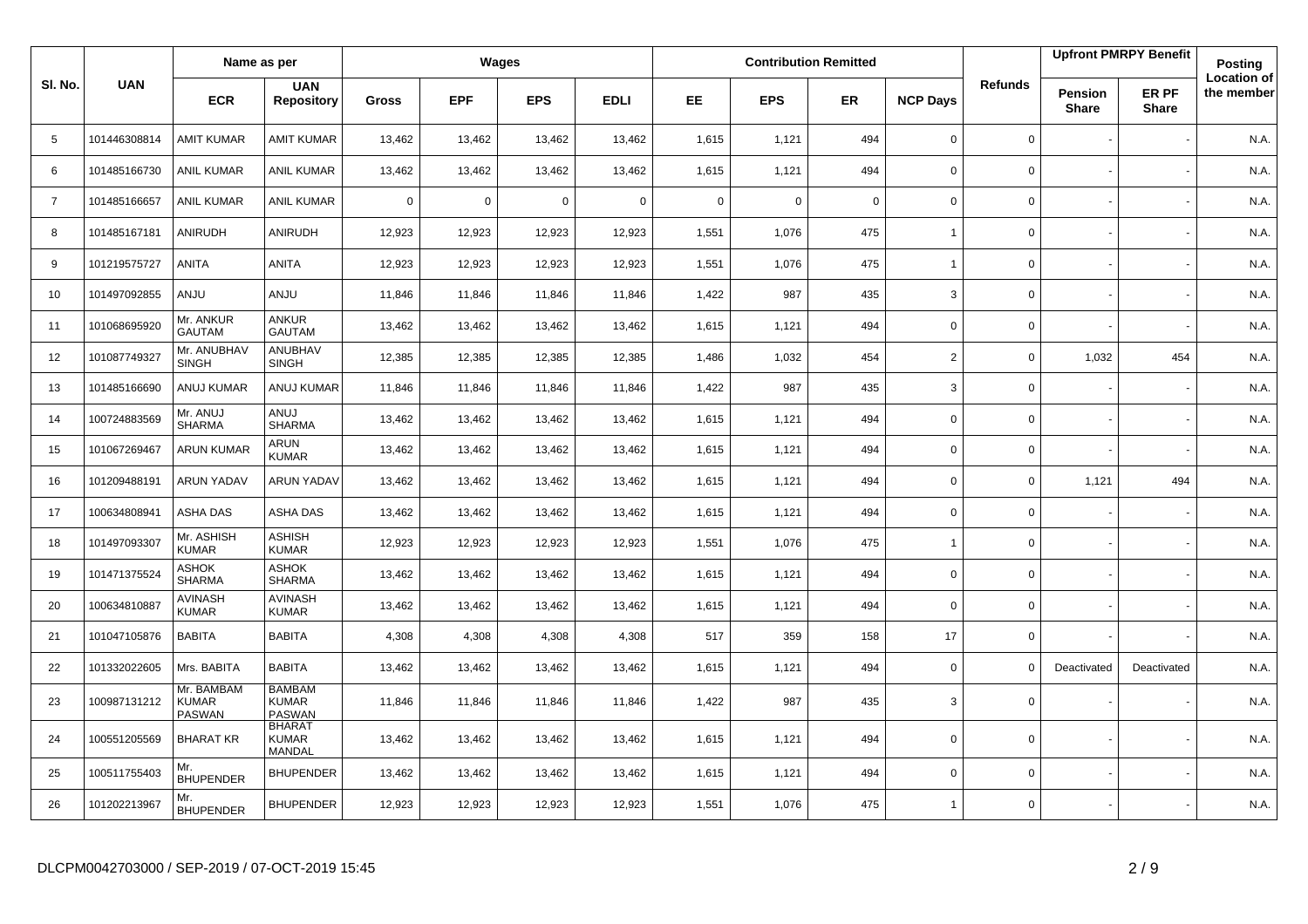| Sl. No. | UAN | Name as per | | Wages | | | | Contribution Remitted | | | | Refunds | Upfront PMRPY Benefit | | Posting Location of the member |
|---|---|---|---|---|---|---|---|---|---|---|---|---|---|---|---|
| | | ECR | UAN Repository | Gross | EPF | EPS | EDLI | EE | EPS | ER | NCP Days | | Pension Share | ER PF Share | |
| 5 | 101446308814 | AMIT KUMAR | AMIT KUMAR | 13,462 | 13,462 | 13,462 | 13,462 | 1,615 | 1,121 | 494 | 0 | 0 | - | - | N.A. |
| 6 | 101485166730 | ANIL KUMAR | ANIL KUMAR | 13,462 | 13,462 | 13,462 | 13,462 | 1,615 | 1,121 | 494 | 0 | 0 | - | - | N.A. |
| 7 | 101485166657 | ANIL KUMAR | ANIL KUMAR | 0 | 0 | 0 | 0 | 0 | 0 | 0 | 0 | 0 | - | - | N.A. |
| 8 | 101485167181 | ANIRUDH | ANIRUDH | 12,923 | 12,923 | 12,923 | 12,923 | 1,551 | 1,076 | 475 | 1 | 0 | - | - | N.A. |
| 9 | 101219575727 | ANITA | ANITA | 12,923 | 12,923 | 12,923 | 12,923 | 1,551 | 1,076 | 475 | 1 | 0 | - | - | N.A. |
| 10 | 101497092855 | ANJU | ANJU | 11,846 | 11,846 | 11,846 | 11,846 | 1,422 | 987 | 435 | 3 | 0 | - | - | N.A. |
| 11 | 101068695920 | Mr. ANKUR GAUTAM | ANKUR GAUTAM | 13,462 | 13,462 | 13,462 | 13,462 | 1,615 | 1,121 | 494 | 0 | 0 | - | - | N.A. |
| 12 | 101087749327 | Mr. ANUBHAV SINGH | ANUBHAV SINGH | 12,385 | 12,385 | 12,385 | 12,385 | 1,486 | 1,032 | 454 | 2 | 0 | 1,032 | 454 | N.A. |
| 13 | 101485166690 | ANUJ KUMAR | ANUJ KUMAR | 11,846 | 11,846 | 11,846 | 11,846 | 1,422 | 987 | 435 | 3 | 0 | - | - | N.A. |
| 14 | 100724883569 | Mr. ANUJ SHARMA | ANUJ SHARMA | 13,462 | 13,462 | 13,462 | 13,462 | 1,615 | 1,121 | 494 | 0 | 0 | - | - | N.A. |
| 15 | 101067269467 | ARUN KUMAR | ARUN KUMAR | 13,462 | 13,462 | 13,462 | 13,462 | 1,615 | 1,121 | 494 | 0 | 0 | - | - | N.A. |
| 16 | 101209488191 | ARUN YADAV | ARUN YADAV | 13,462 | 13,462 | 13,462 | 13,462 | 1,615 | 1,121 | 494 | 0 | 0 | 1,121 | 494 | N.A. |
| 17 | 100634808941 | ASHA DAS | ASHA DAS | 13,462 | 13,462 | 13,462 | 13,462 | 1,615 | 1,121 | 494 | 0 | 0 | - | - | N.A. |
| 18 | 101497093307 | Mr. ASHISH KUMAR | ASHISH KUMAR | 12,923 | 12,923 | 12,923 | 12,923 | 1,551 | 1,076 | 475 | 1 | 0 | - | - | N.A. |
| 19 | 101471375524 | ASHOK SHARMA | ASHOK SHARMA | 13,462 | 13,462 | 13,462 | 13,462 | 1,615 | 1,121 | 494 | 0 | 0 | - | - | N.A. |
| 20 | 100634810887 | AVINASH KUMAR | AVINASH KUMAR | 13,462 | 13,462 | 13,462 | 13,462 | 1,615 | 1,121 | 494 | 0 | 0 | - | - | N.A. |
| 21 | 101047105876 | BABITA | BABITA | 4,308 | 4,308 | 4,308 | 4,308 | 517 | 359 | 158 | 17 | 0 | - | - | N.A. |
| 22 | 101332022605 | Mrs. BABITA | BABITA | 13,462 | 13,462 | 13,462 | 13,462 | 1,615 | 1,121 | 494 | 0 | 0 | Deactivated | Deactivated | N.A. |
| 23 | 100987131212 | Mr. BAMBAM KUMAR PASWAN | BAMBAM KUMAR PASWAN | 11,846 | 11,846 | 11,846 | 11,846 | 1,422 | 987 | 435 | 3 | 0 | - | - | N.A. |
| 24 | 100551205569 | BHARAT KR | BHARAT KUMAR MANDAL | 13,462 | 13,462 | 13,462 | 13,462 | 1,615 | 1,121 | 494 | 0 | 0 | - | - | N.A. |
| 25 | 100511755403 | Mr. BHUPENDER | BHUPENDER | 13,462 | 13,462 | 13,462 | 13,462 | 1,615 | 1,121 | 494 | 0 | 0 | - | - | N.A. |
| 26 | 101202213967 | Mr. BHUPENDER | BHUPENDER | 12,923 | 12,923 | 12,923 | 12,923 | 1,551 | 1,076 | 475 | 1 | 0 | - | - | N.A. |

DLCPM0042703000 / SEP-2019 / 07-OCT-2019 15:45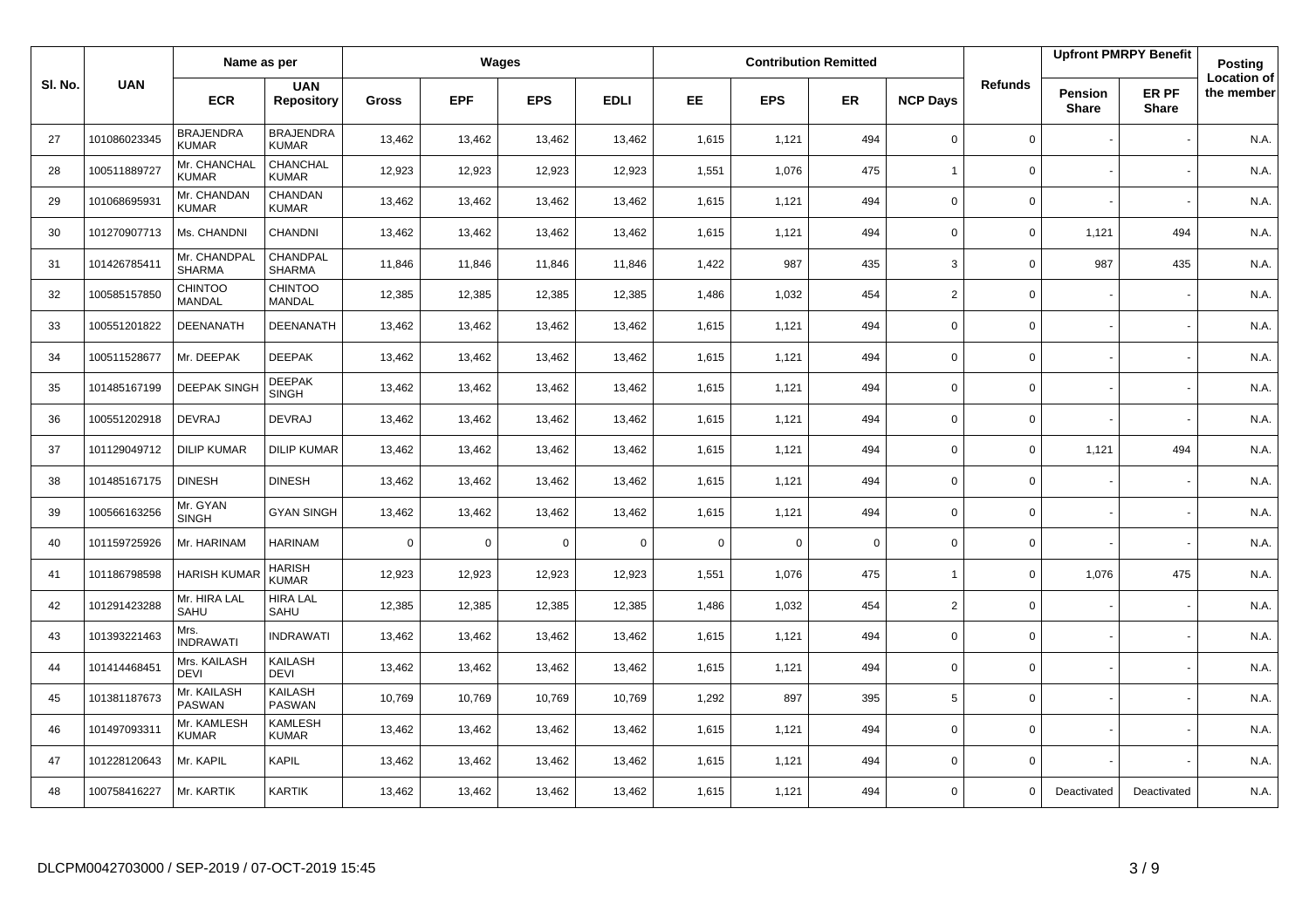| Sl. No. | UAN | Name as per | | Wages | | | | Contribution Remitted | | | | Refunds | Upfront PMRPY Benefit | | Posting Location of the member |
|---|---|---|---|---|---|---|---|---|---|---|---|---|---|---|---|
| | | ECR | UAN Repository | Gross | EPF | EPS | EDLI | EE | EPS | ER | NCP Days | | Pension Share | ER PF Share | |
| 27 | 101086023345 | BRAJENDRA KUMAR | BRAJENDRA KUMAR | 13,462 | 13,462 | 13,462 | 13,462 | 1,615 | 1,121 | 494 | 0 | 0 | - | - | N.A. |
| 28 | 100511889727 | Mr. CHANCHAL KUMAR | CHANCHAL KUMAR | 12,923 | 12,923 | 12,923 | 12,923 | 1,551 | 1,076 | 475 | 1 | 0 | - | - | N.A. |
| 29 | 101068695931 | Mr. CHANDAN KUMAR | CHANDAN KUMAR | 13,462 | 13,462 | 13,462 | 13,462 | 1,615 | 1,121 | 494 | 0 | 0 | - | - | N.A. |
| 30 | 101270907713 | Ms. CHANDNI | CHANDNI | 13,462 | 13,462 | 13,462 | 13,462 | 1,615 | 1,121 | 494 | 0 | 0 | 1,121 | 494 | N.A. |
| 31 | 101426785411 | Mr. CHANDPAL SHARMA | CHANDPAL SHARMA | 11,846 | 11,846 | 11,846 | 11,846 | 1,422 | 987 | 435 | 3 | 0 | 987 | 435 | N.A. |
| 32 | 100585157850 | CHINTOO MANDAL | CHINTOO MANDAL | 12,385 | 12,385 | 12,385 | 12,385 | 1,486 | 1,032 | 454 | 2 | 0 | - | - | N.A. |
| 33 | 100551201822 | DEENANATH | DEENANATH | 13,462 | 13,462 | 13,462 | 13,462 | 1,615 | 1,121 | 494 | 0 | 0 | - | - | N.A. |
| 34 | 100511528677 | Mr. DEEPAK | DEEPAK | 13,462 | 13,462 | 13,462 | 13,462 | 1,615 | 1,121 | 494 | 0 | 0 | - | - | N.A. |
| 35 | 101485167199 | DEEPAK SINGH | DEEPAK SINGH | 13,462 | 13,462 | 13,462 | 13,462 | 1,615 | 1,121 | 494 | 0 | 0 | - | - | N.A. |
| 36 | 100551202918 | DEVRAJ | DEVRAJ | 13,462 | 13,462 | 13,462 | 13,462 | 1,615 | 1,121 | 494 | 0 | 0 | - | - | N.A. |
| 37 | 101129049712 | DILIP KUMAR | DILIP KUMAR | 13,462 | 13,462 | 13,462 | 13,462 | 1,615 | 1,121 | 494 | 0 | 0 | 1,121 | 494 | N.A. |
| 38 | 101485167175 | DINESH | DINESH | 13,462 | 13,462 | 13,462 | 13,462 | 1,615 | 1,121 | 494 | 0 | 0 | - | - | N.A. |
| 39 | 100566163256 | Mr. GYAN SINGH | GYAN SINGH | 13,462 | 13,462 | 13,462 | 13,462 | 1,615 | 1,121 | 494 | 0 | 0 | - | - | N.A. |
| 40 | 101159725926 | Mr. HARINAM | HARINAM | 0 | 0 | 0 | 0 | 0 | 0 | 0 | 0 | 0 | - | - | N.A. |
| 41 | 101186798598 | HARISH KUMAR | HARISH KUMAR | 12,923 | 12,923 | 12,923 | 12,923 | 1,551 | 1,076 | 475 | 1 | 0 | 1,076 | 475 | N.A. |
| 42 | 101291423288 | Mr. HIRA LAL SAHU | HIRA LAL SAHU | 12,385 | 12,385 | 12,385 | 12,385 | 1,486 | 1,032 | 454 | 2 | 0 | - | - | N.A. |
| 43 | 101393221463 | Mrs. INDRAWATI | INDRAWATI | 13,462 | 13,462 | 13,462 | 13,462 | 1,615 | 1,121 | 494 | 0 | 0 | - | - | N.A. |
| 44 | 101414468451 | Mrs. KAILASH DEVI | KAILASH DEVI | 13,462 | 13,462 | 13,462 | 13,462 | 1,615 | 1,121 | 494 | 0 | 0 | - | - | N.A. |
| 45 | 101381187673 | Mr. KAILASH PASWAN | KAILASH PASWAN | 10,769 | 10,769 | 10,769 | 10,769 | 1,292 | 897 | 395 | 5 | 0 | - | - | N.A. |
| 46 | 101497093311 | Mr. KAMLESH KUMAR | KAMLESH KUMAR | 13,462 | 13,462 | 13,462 | 13,462 | 1,615 | 1,121 | 494 | 0 | 0 | - | - | N.A. |
| 47 | 101228120643 | Mr. KAPIL | KAPIL | 13,462 | 13,462 | 13,462 | 13,462 | 1,615 | 1,121 | 494 | 0 | 0 | - | - | N.A. |
| 48 | 100758416227 | Mr. KARTIK | KARTIK | 13,462 | 13,462 | 13,462 | 13,462 | 1,615 | 1,121 | 494 | 0 | 0 | Deactivated | Deactivated | N.A. |

DLCPM0042703000 / SEP-2019 / 07-OCT-2019 15:45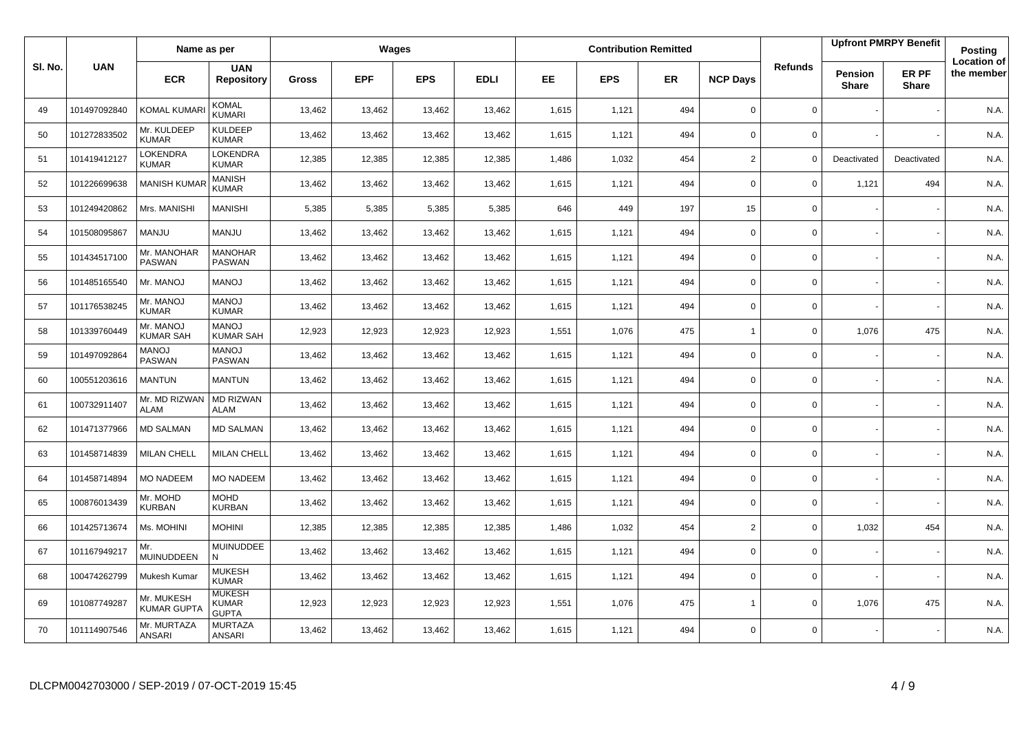| Sl. No. | UAN | Name as per | | Wages | | | | Contribution Remitted | | | | Refunds | Upfront PMRPY Benefit | | Posting Location of the member |
|---|---|---|---|---|---|---|---|---|---|---|---|---|---|---|---|
| | | ECR | UAN Repository | Gross | EPF | EPS | EDLI | EE | EPS | ER | NCP Days | | Pension Share | ER PF Share | |
| 49 | 101497092840 | KOMAL KUMARI | KOMAL KUMARI | 13,462 | 13,462 | 13,462 | 13,462 | 1,615 | 1,121 | 494 | 0 | 0 | - | - | N.A. |
| 50 | 101272833502 | Mr. KULDEEP KUMAR | KULDEEP KUMAR | 13,462 | 13,462 | 13,462 | 13,462 | 1,615 | 1,121 | 494 | 0 | 0 | - | - | N.A. |
| 51 | 101419412127 | LOKENDRA KUMAR | LOKENDRA KUMAR | 12,385 | 12,385 | 12,385 | 12,385 | 1,486 | 1,032 | 454 | 2 | 0 | Deactivated | Deactivated | N.A. |
| 52 | 101226699638 | MANISH KUMAR | MANISH KUMAR | 13,462 | 13,462 | 13,462 | 13,462 | 1,615 | 1,121 | 494 | 0 | 0 | 1,121 | 494 | N.A. |
| 53 | 101249420862 | Mrs. MANISHI | MANISHI | 5,385 | 5,385 | 5,385 | 5,385 | 646 | 449 | 197 | 15 | 0 | - | - | N.A. |
| 54 | 101508095867 | MANJU | MANJU | 13,462 | 13,462 | 13,462 | 13,462 | 1,615 | 1,121 | 494 | 0 | 0 | - | - | N.A. |
| 55 | 101434517100 | Mr. MANOHAR PASWAN | MANOHAR PASWAN | 13,462 | 13,462 | 13,462 | 13,462 | 1,615 | 1,121 | 494 | 0 | 0 | - | - | N.A. |
| 56 | 101485165540 | Mr. MANOJ | MANOJ | 13,462 | 13,462 | 13,462 | 13,462 | 1,615 | 1,121 | 494 | 0 | 0 | - | - | N.A. |
| 57 | 101176538245 | Mr. MANOJ KUMAR | MANOJ KUMAR | 13,462 | 13,462 | 13,462 | 13,462 | 1,615 | 1,121 | 494 | 0 | 0 | - | - | N.A. |
| 58 | 101339760449 | Mr. MANOJ KUMAR SAH | MANOJ KUMAR SAH | 12,923 | 12,923 | 12,923 | 12,923 | 1,551 | 1,076 | 475 | 1 | 0 | 1,076 | 475 | N.A. |
| 59 | 101497092864 | MANOJ PASWAN | MANOJ PASWAN | 13,462 | 13,462 | 13,462 | 13,462 | 1,615 | 1,121 | 494 | 0 | 0 | - | - | N.A. |
| 60 | 100551203616 | MANTUN | MANTUN | 13,462 | 13,462 | 13,462 | 13,462 | 1,615 | 1,121 | 494 | 0 | 0 | - | - | N.A. |
| 61 | 100732911407 | Mr. MD RIZWAN ALAM | MD RIZWAN ALAM | 13,462 | 13,462 | 13,462 | 13,462 | 1,615 | 1,121 | 494 | 0 | 0 | - | - | N.A. |
| 62 | 101471377966 | MD SALMAN | MD SALMAN | 13,462 | 13,462 | 13,462 | 13,462 | 1,615 | 1,121 | 494 | 0 | 0 | - | - | N.A. |
| 63 | 101458714839 | MILAN CHELL | MILAN CHELL | 13,462 | 13,462 | 13,462 | 13,462 | 1,615 | 1,121 | 494 | 0 | 0 | - | - | N.A. |
| 64 | 101458714894 | MO NADEEM | MO NADEEM | 13,462 | 13,462 | 13,462 | 13,462 | 1,615 | 1,121 | 494 | 0 | 0 | - | - | N.A. |
| 65 | 100876013439 | Mr. MOHD KURBAN | MOHD KURBAN | 13,462 | 13,462 | 13,462 | 13,462 | 1,615 | 1,121 | 494 | 0 | 0 | - | - | N.A. |
| 66 | 101425713674 | Ms. MOHINI | MOHINI | 12,385 | 12,385 | 12,385 | 12,385 | 1,486 | 1,032 | 454 | 2 | 0 | 1,032 | 454 | N.A. |
| 67 | 101167949217 | Mr. MUINUDDEEN | MUINUDDEE N | 13,462 | 13,462 | 13,462 | 13,462 | 1,615 | 1,121 | 494 | 0 | 0 | - | - | N.A. |
| 68 | 100474262799 | Mukesh Kumar | MUKESH KUMAR | 13,462 | 13,462 | 13,462 | 13,462 | 1,615 | 1,121 | 494 | 0 | 0 | - | - | N.A. |
| 69 | 101087749287 | Mr. MUKESH KUMAR GUPTA | MUKESH KUMAR GUPTA | 12,923 | 12,923 | 12,923 | 12,923 | 1,551 | 1,076 | 475 | 1 | 0 | 1,076 | 475 | N.A. |
| 70 | 101114907546 | Mr. MURTAZA ANSARI | MURTAZA ANSARI | 13,462 | 13,462 | 13,462 | 13,462 | 1,615 | 1,121 | 494 | 0 | 0 | - | - | N.A. |

DLCPM0042703000 / SEP-2019 / 07-OCT-2019 15:45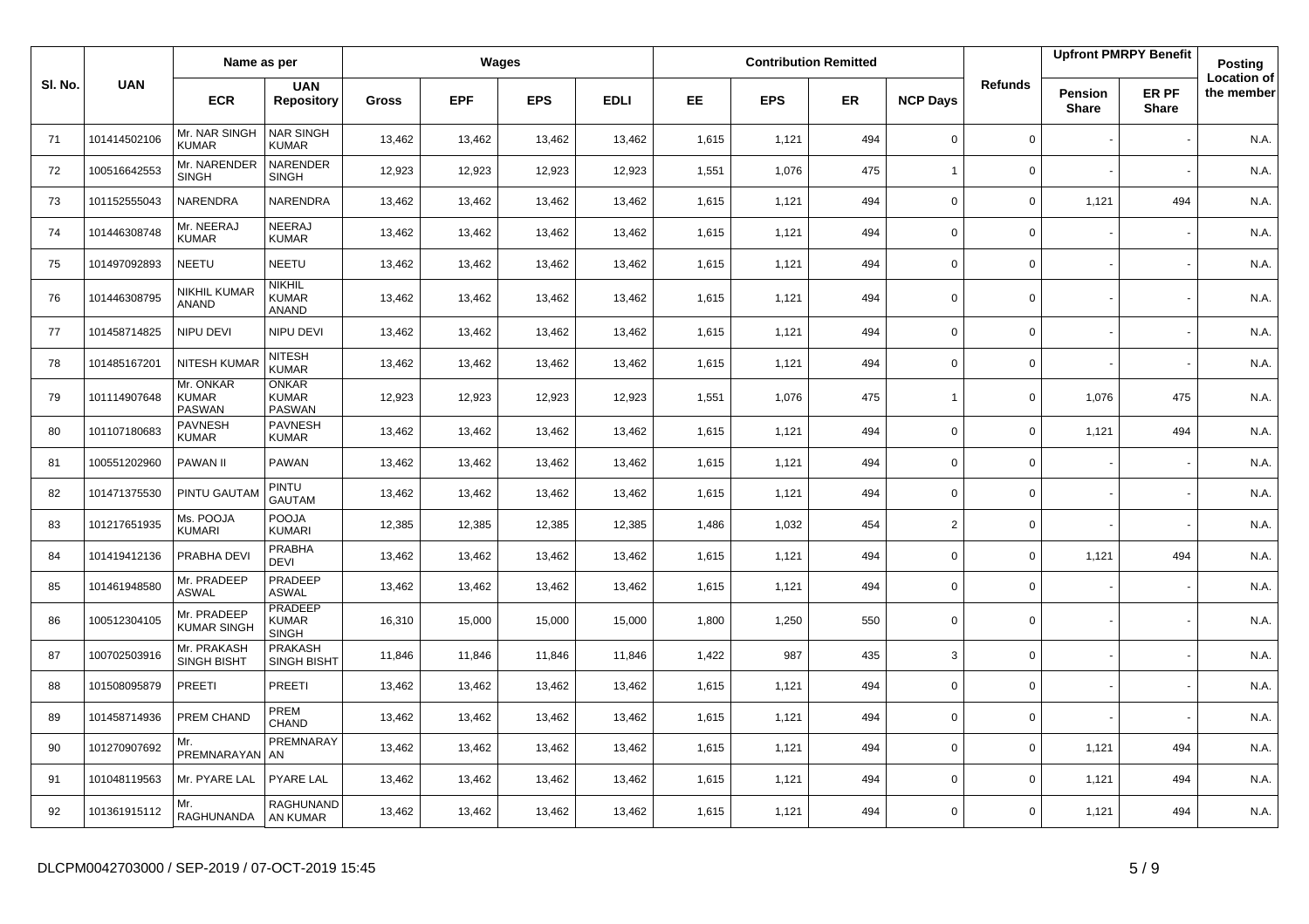| Sl. No. | UAN | Name as per | | Wages | | | | Contribution Remitted | | | | Refunds | Upfront PMRPY Benefit | | Posting |
|---|---|---|---|---|---|---|---|---|---|---|---|---|---|---|---|
| | | ECR | UAN Repository | Gross | EPF | EPS | EDLI | EE | EPS | ER | NCP Days | | Pension Share | ER PF Share | Location of the member |
| 71 | 101414502106 | Mr. NAR SINGH KUMAR | NAR SINGH KUMAR | 13,462 | 13,462 | 13,462 | 13,462 | 1,615 | 1,121 | 494 | 0 | 0 | - | - | N.A. |
| 72 | 100516642553 | Mr. NARENDER SINGH | NARENDER SINGH | 12,923 | 12,923 | 12,923 | 12,923 | 1,551 | 1,076 | 475 | 1 | 0 | - | - | N.A. |
| 73 | 101152555043 | NARENDRA | NARENDRA | 13,462 | 13,462 | 13,462 | 13,462 | 1,615 | 1,121 | 494 | 0 | 0 | 1,121 | 494 | N.A. |
| 74 | 101446308748 | Mr. NEERAJ KUMAR | NEERAJ KUMAR | 13,462 | 13,462 | 13,462 | 13,462 | 1,615 | 1,121 | 494 | 0 | 0 | - | - | N.A. |
| 75 | 101497092893 | NEETU | NEETU | 13,462 | 13,462 | 13,462 | 13,462 | 1,615 | 1,121 | 494 | 0 | 0 | - | - | N.A. |
| 76 | 101446308795 | NIKHIL KUMAR ANAND | NIKHIL KUMAR ANAND | 13,462 | 13,462 | 13,462 | 13,462 | 1,615 | 1,121 | 494 | 0 | 0 | - | - | N.A. |
| 77 | 101458714825 | NIPU DEVI | NIPU DEVI | 13,462 | 13,462 | 13,462 | 13,462 | 1,615 | 1,121 | 494 | 0 | 0 | - | - | N.A. |
| 78 | 101485167201 | NITESH KUMAR | NITESH KUMAR | 13,462 | 13,462 | 13,462 | 13,462 | 1,615 | 1,121 | 494 | 0 | 0 | - | - | N.A. |
| 79 | 101114907648 | Mr. ONKAR KUMAR PASWAN | ONKAR KUMAR PASWAN | 12,923 | 12,923 | 12,923 | 12,923 | 1,551 | 1,076 | 475 | 1 | 0 | 1,076 | 475 | N.A. |
| 80 | 101107180683 | PAVNESH KUMAR | PAVNESH KUMAR | 13,462 | 13,462 | 13,462 | 13,462 | 1,615 | 1,121 | 494 | 0 | 0 | 1,121 | 494 | N.A. |
| 81 | 100551202960 | PAWAN II | PAWAN | 13,462 | 13,462 | 13,462 | 13,462 | 1,615 | 1,121 | 494 | 0 | 0 | - | - | N.A. |
| 82 | 101471375530 | PINTU GAUTAM | PINTU GAUTAM | 13,462 | 13,462 | 13,462 | 13,462 | 1,615 | 1,121 | 494 | 0 | 0 | - | - | N.A. |
| 83 | 101217651935 | Ms. POOJA KUMARI | POOJA KUMARI | 12,385 | 12,385 | 12,385 | 12,385 | 1,486 | 1,032 | 454 | 2 | 0 | - | - | N.A. |
| 84 | 101419412136 | PRABHA DEVI | PRABHA DEVI | 13,462 | 13,462 | 13,462 | 13,462 | 1,615 | 1,121 | 494 | 0 | 0 | 1,121 | 494 | N.A. |
| 85 | 101461948580 | Mr. PRADEEP ASWAL | PRADEEP ASWAL | 13,462 | 13,462 | 13,462 | 13,462 | 1,615 | 1,121 | 494 | 0 | 0 | - | - | N.A. |
| 86 | 100512304105 | Mr. PRADEEP KUMAR SINGH | PRADEEP KUMAR SINGH | 16,310 | 15,000 | 15,000 | 15,000 | 1,800 | 1,250 | 550 | 0 | 0 | - | - | N.A. |
| 87 | 100702503916 | Mr. PRAKASH SINGH BISHT | PRAKASH SINGH BISHT | 11,846 | 11,846 | 11,846 | 11,846 | 1,422 | 987 | 435 | 3 | 0 | - | - | N.A. |
| 88 | 101508095879 | PREETI | PREETI | 13,462 | 13,462 | 13,462 | 13,462 | 1,615 | 1,121 | 494 | 0 | 0 | - | - | N.A. |
| 89 | 101458714936 | PREM CHAND | PREM CHAND | 13,462 | 13,462 | 13,462 | 13,462 | 1,615 | 1,121 | 494 | 0 | 0 | - | - | N.A. |
| 90 | 101270907692 | Mr. PREMNARAYAN | PREMNARAYAN | 13,462 | 13,462 | 13,462 | 13,462 | 1,615 | 1,121 | 494 | 0 | 0 | 1,121 | 494 | N.A. |
| 91 | 101048119563 | Mr. PYARE LAL | PYARE LAL | 13,462 | 13,462 | 13,462 | 13,462 | 1,615 | 1,121 | 494 | 0 | 0 | 1,121 | 494 | N.A. |
| 92 | 101361915112 | Mr. RAGHUNANDA | RAGHUNANDAN KUMAR | 13,462 | 13,462 | 13,462 | 13,462 | 1,615 | 1,121 | 494 | 0 | 0 | 1,121 | 494 | N.A. |

DLCPM0042703000 / SEP-2019 / 07-OCT-2019 15:45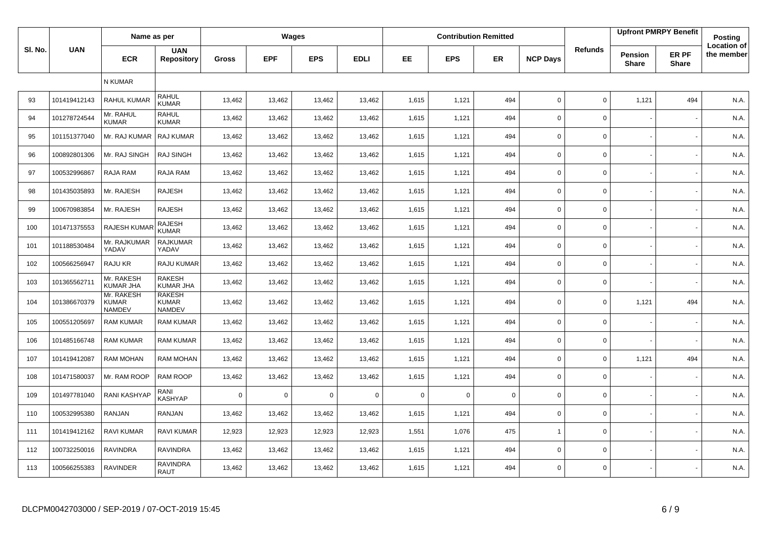| Sl. No. | UAN | Name as per | | Wages | | | | Contribution Remitted | | | | Refunds | Upfront PMRPY Benefit | | Posting Location of the member |
|---|---|---|---|---|---|---|---|---|---|---|---|---|---|---|---|
| | | ECR | UAN Repository | Gross | EPF | EPS | EDLI | EE | EPS | ER | NCP Days | | Pension Share | ER PF Share | |
| | | N KUMAR | | | | | | | | | | | | | |
| 93 | 101419412143 | RAHUL KUMAR | RAHUL KUMAR | 13,462 | 13,462 | 13,462 | 13,462 | 1,615 | 1,121 | 494 | 0 | 0 | 1,121 | 494 | N.A. |
| 94 | 101278724544 | Mr. RAHUL KUMAR | RAHUL KUMAR | 13,462 | 13,462 | 13,462 | 13,462 | 1,615 | 1,121 | 494 | 0 | 0 | - | - | N.A. |
| 95 | 101151377040 | Mr. RAJ KUMAR | RAJ KUMAR | 13,462 | 13,462 | 13,462 | 13,462 | 1,615 | 1,121 | 494 | 0 | 0 | - | - | N.A. |
| 96 | 100892801306 | Mr. RAJ SINGH | RAJ SINGH | 13,462 | 13,462 | 13,462 | 13,462 | 1,615 | 1,121 | 494 | 0 | 0 | - | - | N.A. |
| 97 | 100532996867 | RAJA RAM | RAJA RAM | 13,462 | 13,462 | 13,462 | 13,462 | 1,615 | 1,121 | 494 | 0 | 0 | - | - | N.A. |
| 98 | 101435035893 | Mr. RAJESH | RAJESH | 13,462 | 13,462 | 13,462 | 13,462 | 1,615 | 1,121 | 494 | 0 | 0 | - | - | N.A. |
| 99 | 100670983854 | Mr. RAJESH | RAJESH | 13,462 | 13,462 | 13,462 | 13,462 | 1,615 | 1,121 | 494 | 0 | 0 | - | - | N.A. |
| 100 | 101471375553 | RAJESH KUMAR | RAJESH KUMAR | 13,462 | 13,462 | 13,462 | 13,462 | 1,615 | 1,121 | 494 | 0 | 0 | - | - | N.A. |
| 101 | 101188530484 | Mr. RAJKUMAR YADAV | RAJKUMAR YADAV | 13,462 | 13,462 | 13,462 | 13,462 | 1,615 | 1,121 | 494 | 0 | 0 | - | - | N.A. |
| 102 | 100566256947 | RAJU KR | RAJU KUMAR | 13,462 | 13,462 | 13,462 | 13,462 | 1,615 | 1,121 | 494 | 0 | 0 | - | - | N.A. |
| 103 | 101365562711 | Mr. RAKESH KUMAR JHA | RAKESH KUMAR JHA | 13,462 | 13,462 | 13,462 | 13,462 | 1,615 | 1,121 | 494 | 0 | 0 | - | - | N.A. |
| 104 | 101386670379 | Mr. RAKESH KUMAR NAMDEV | RAKESH KUMAR NAMDEV | 13,462 | 13,462 | 13,462 | 13,462 | 1,615 | 1,121 | 494 | 0 | 0 | 1,121 | 494 | N.A. |
| 105 | 100551205697 | RAM KUMAR | RAM KUMAR | 13,462 | 13,462 | 13,462 | 13,462 | 1,615 | 1,121 | 494 | 0 | 0 | - | - | N.A. |
| 106 | 101485166748 | RAM KUMAR | RAM KUMAR | 13,462 | 13,462 | 13,462 | 13,462 | 1,615 | 1,121 | 494 | 0 | 0 | - | - | N.A. |
| 107 | 101419412087 | RAM MOHAN | RAM MOHAN | 13,462 | 13,462 | 13,462 | 13,462 | 1,615 | 1,121 | 494 | 0 | 0 | 1,121 | 494 | N.A. |
| 108 | 101471580037 | Mr. RAM ROOP | RAM ROOP | 13,462 | 13,462 | 13,462 | 13,462 | 1,615 | 1,121 | 494 | 0 | 0 | - | - | N.A. |
| 109 | 101497781040 | RANI KASHYAP | RANI KASHYAP | 0 | 0 | 0 | 0 | 0 | 0 | 0 | 0 | 0 | - | - | N.A. |
| 110 | 100532995380 | RANJAN | RANJAN | 13,462 | 13,462 | 13,462 | 13,462 | 1,615 | 1,121 | 494 | 0 | 0 | - | - | N.A. |
| 111 | 101419412162 | RAVI KUMAR | RAVI KUMAR | 12,923 | 12,923 | 12,923 | 12,923 | 1,551 | 1,076 | 475 | 1 | 0 | - | - | N.A. |
| 112 | 100732250016 | RAVINDRA | RAVINDRA | 13,462 | 13,462 | 13,462 | 13,462 | 1,615 | 1,121 | 494 | 0 | 0 | - | - | N.A. |
| 113 | 100566255383 | RAVINDER | RAVINDRA RAUT | 13,462 | 13,462 | 13,462 | 13,462 | 1,615 | 1,121 | 494 | 0 | 0 | - | - | N.A. |

DLCPM0042703000 / SEP-2019 / 07-OCT-2019 15:45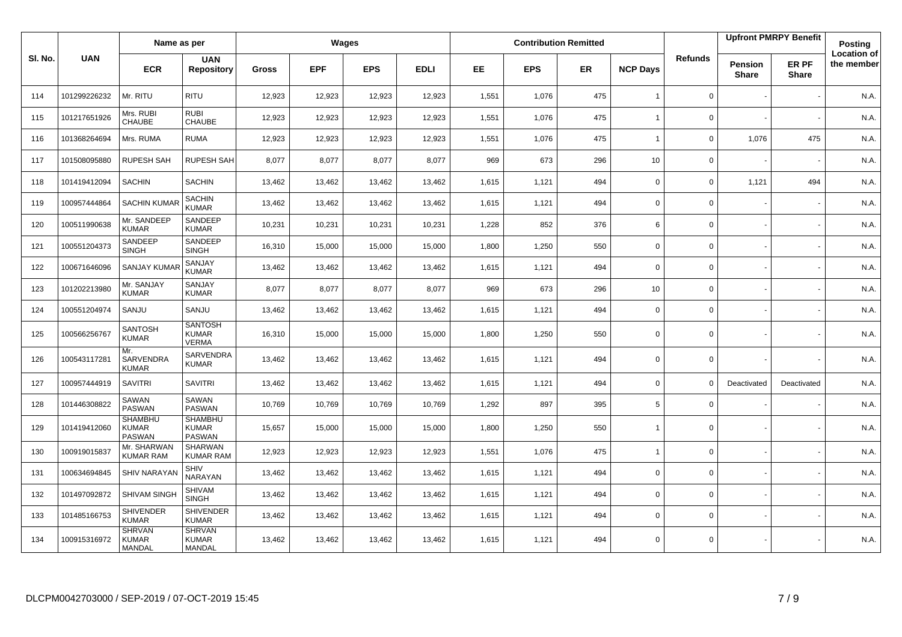| Sl. No. | UAN | Name as per | | Wages | | | | Contribution Remitted | | | | Refunds | Upfront PMRPY Benefit | | Posting Location of the member |
|---|---|---|---|---|---|---|---|---|---|---|---|---|---|---|---|
| | | ECR | UAN Repository | Gross | EPF | EPS | EDLI | EE | EPS | ER | NCP Days | | Pension Share | ER PF Share | |
| 114 | 101299226232 | Mr. RITU | RITU | 12,923 | 12,923 | 12,923 | 12,923 | 1,551 | 1,076 | 475 | 1 | 0 | - | - | N.A. |
| 115 | 101217651926 | Mrs. RUBI CHAUBE | RUBI CHAUBE | 12,923 | 12,923 | 12,923 | 12,923 | 1,551 | 1,076 | 475 | 1 | 0 | - | - | N.A. |
| 116 | 101368264694 | Mrs. RUMA | RUMA | 12,923 | 12,923 | 12,923 | 12,923 | 1,551 | 1,076 | 475 | 1 | 0 | 1,076 | 475 | N.A. |
| 117 | 101508095880 | RUPESH SAH | RUPESH SAH | 8,077 | 8,077 | 8,077 | 8,077 | 969 | 673 | 296 | 10 | 0 | - | - | N.A. |
| 118 | 101419412094 | SACHIN | SACHIN | 13,462 | 13,462 | 13,462 | 13,462 | 1,615 | 1,121 | 494 | 0 | 0 | 1,121 | 494 | N.A. |
| 119 | 100957444864 | SACHIN KUMAR | SACHIN KUMAR | 13,462 | 13,462 | 13,462 | 13,462 | 1,615 | 1,121 | 494 | 0 | 0 | - | - | N.A. |
| 120 | 100511990638 | Mr. SANDEEP KUMAR | SANDEEP KUMAR | 10,231 | 10,231 | 10,231 | 10,231 | 1,228 | 852 | 376 | 6 | 0 | - | - | N.A. |
| 121 | 100551204373 | SANDEEP SINGH | SANDEEP SINGH | 16,310 | 15,000 | 15,000 | 15,000 | 1,800 | 1,250 | 550 | 0 | 0 | - | - | N.A. |
| 122 | 100671646096 | SANJAY KUMAR | SANJAY KUMAR | 13,462 | 13,462 | 13,462 | 13,462 | 1,615 | 1,121 | 494 | 0 | 0 | - | - | N.A. |
| 123 | 101202213980 | Mr. SANJAY KUMAR | SANJAY KUMAR | 8,077 | 8,077 | 8,077 | 8,077 | 969 | 673 | 296 | 10 | 0 | - | - | N.A. |
| 124 | 100551204974 | SANJU | SANJU | 13,462 | 13,462 | 13,462 | 13,462 | 1,615 | 1,121 | 494 | 0 | 0 | - | - | N.A. |
| 125 | 100566256767 | SANTOSH KUMAR | SANTOSH KUMAR VERMA | 16,310 | 15,000 | 15,000 | 15,000 | 1,800 | 1,250 | 550 | 0 | 0 | - | - | N.A. |
| 126 | 100543117281 | Mr. SARVENDRA KUMAR | SARVENDRA KUMAR | 13,462 | 13,462 | 13,462 | 13,462 | 1,615 | 1,121 | 494 | 0 | 0 | - | - | N.A. |
| 127 | 100957444919 | SAVITRI | SAVITRI | 13,462 | 13,462 | 13,462 | 13,462 | 1,615 | 1,121 | 494 | 0 | 0 | Deactivated | Deactivated | N.A. |
| 128 | 101446308822 | SAWAN PASWAN | SAWAN PASWAN | 10,769 | 10,769 | 10,769 | 10,769 | 1,292 | 897 | 395 | 5 | 0 | - | - | N.A. |
| 129 | 101419412060 | SHAMBHU KUMAR PASWAN | SHAMBHU KUMAR PASWAN | 15,657 | 15,000 | 15,000 | 15,000 | 1,800 | 1,250 | 550 | 1 | 0 | - | - | N.A. |
| 130 | 100919015837 | Mr. SHARWAN KUMAR RAM | SHARWAN KUMAR RAM | 12,923 | 12,923 | 12,923 | 12,923 | 1,551 | 1,076 | 475 | 1 | 0 | - | - | N.A. |
| 131 | 100634694845 | SHIV NARAYAN | SHIV NARAYAN | 13,462 | 13,462 | 13,462 | 13,462 | 1,615 | 1,121 | 494 | 0 | 0 | - | - | N.A. |
| 132 | 101497092872 | SHIVAM SINGH | SHIVAM SINGH | 13,462 | 13,462 | 13,462 | 13,462 | 1,615 | 1,121 | 494 | 0 | 0 | - | - | N.A. |
| 133 | 101485166753 | SHIVENDER KUMAR | SHIVENDER KUMAR | 13,462 | 13,462 | 13,462 | 13,462 | 1,615 | 1,121 | 494 | 0 | 0 | - | - | N.A. |
| 134 | 100915316972 | SHRVAN KUMAR MANDAL | SHRVAN KUMAR MANDAL | 13,462 | 13,462 | 13,462 | 13,462 | 1,615 | 1,121 | 494 | 0 | 0 | - | - | N.A. |

DLCPM0042703000 / SEP-2019 / 07-OCT-2019 15:45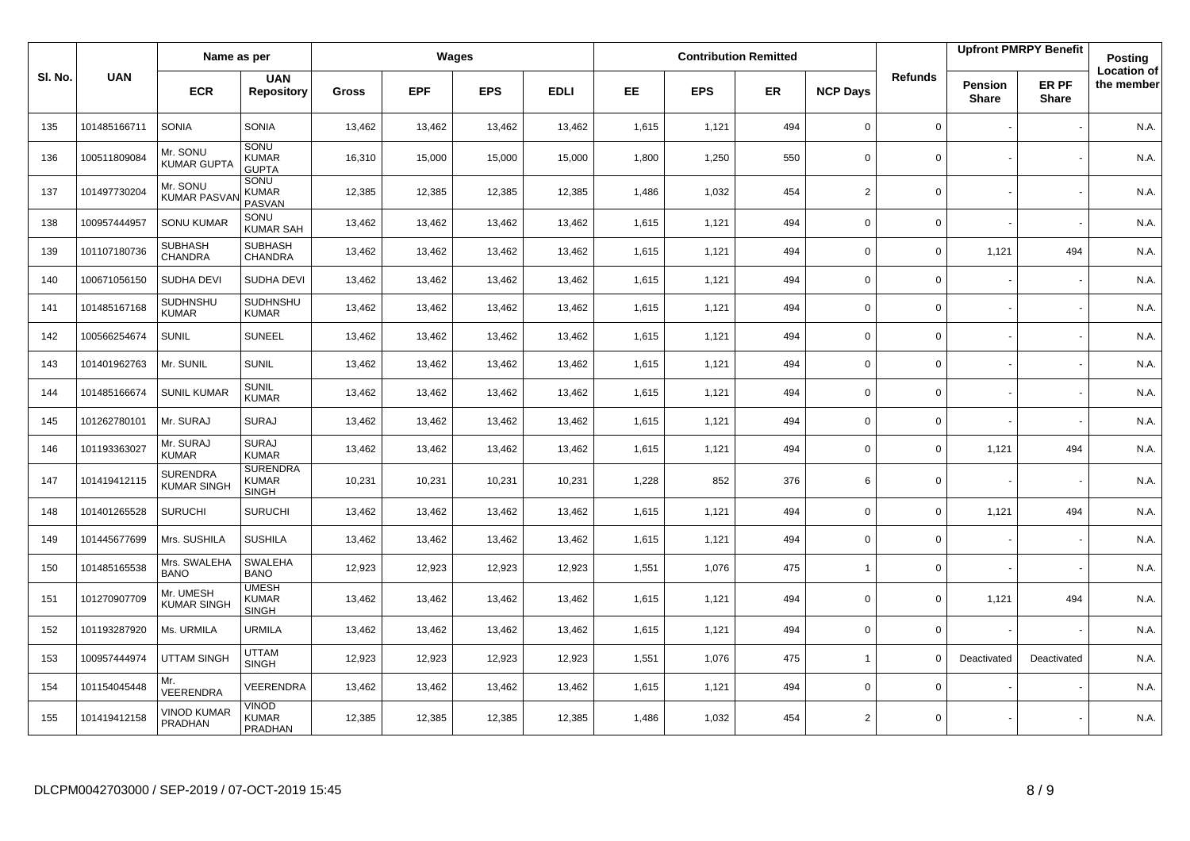| Sl. No. | UAN | Name as per | | Wages | | | | Contribution Remitted | | | | Refunds | Upfront PMRPY Benefit | | Posting |
|---|---|---|---|---|---|---|---|---|---|---|---|---|---|---|---|
| | | ECR | UAN Repository | Gross | EPF | EPS | EDLI | EE | EPS | ER | NCP Days | | Pension Share | ER PF Share | Location of the member |
| 135 | 101485166711 | SONIA | SONIA | 13,462 | 13,462 | 13,462 | 13,462 | 1,615 | 1,121 | 494 | 0 | 0 | - | - | N.A. |
| 136 | 100511809084 | Mr. SONU KUMAR GUPTA | SONU KUMAR GUPTA | 16,310 | 15,000 | 15,000 | 15,000 | 1,800 | 1,250 | 550 | 0 | 0 | - | - | N.A. |
| 137 | 101497730204 | Mr. SONU KUMAR PASVAN | SONU KUMAR PASVAN | 12,385 | 12,385 | 12,385 | 12,385 | 1,486 | 1,032 | 454 | 2 | 0 | - | - | N.A. |
| 138 | 100957444957 | SONU KUMAR | SONU KUMAR SAH | 13,462 | 13,462 | 13,462 | 13,462 | 1,615 | 1,121 | 494 | 0 | 0 | - | - | N.A. |
| 139 | 101107180736 | SUBHASH CHANDRA | SUBHASH CHANDRA | 13,462 | 13,462 | 13,462 | 13,462 | 1,615 | 1,121 | 494 | 0 | 0 | 1,121 | 494 | N.A. |
| 140 | 100671056150 | SUDHA DEVI | SUDHA DEVI | 13,462 | 13,462 | 13,462 | 13,462 | 1,615 | 1,121 | 494 | 0 | 0 | - | - | N.A. |
| 141 | 101485167168 | SUDHNSHU KUMAR | SUDHNSHU KUMAR | 13,462 | 13,462 | 13,462 | 13,462 | 1,615 | 1,121 | 494 | 0 | 0 | - | - | N.A. |
| 142 | 100566254674 | SUNIL | SUNEEL | 13,462 | 13,462 | 13,462 | 13,462 | 1,615 | 1,121 | 494 | 0 | 0 | - | - | N.A. |
| 143 | 101401962763 | Mr. SUNIL | SUNIL | 13,462 | 13,462 | 13,462 | 13,462 | 1,615 | 1,121 | 494 | 0 | 0 | - | - | N.A. |
| 144 | 101485166674 | SUNIL KUMAR | SUNIL KUMAR | 13,462 | 13,462 | 13,462 | 13,462 | 1,615 | 1,121 | 494 | 0 | 0 | - | - | N.A. |
| 145 | 101262780101 | Mr. SURAJ | SURAJ | 13,462 | 13,462 | 13,462 | 13,462 | 1,615 | 1,121 | 494 | 0 | 0 | - | - | N.A. |
| 146 | 101193363027 | Mr. SURAJ KUMAR | SURAJ KUMAR | 13,462 | 13,462 | 13,462 | 13,462 | 1,615 | 1,121 | 494 | 0 | 0 | 1,121 | 494 | N.A. |
| 147 | 101419412115 | SURENDRA KUMAR SINGH | SURENDRA KUMAR SINGH | 10,231 | 10,231 | 10,231 | 10,231 | 1,228 | 852 | 376 | 6 | 0 | - | - | N.A. |
| 148 | 101401265528 | SURUCHI | SURUCHI | 13,462 | 13,462 | 13,462 | 13,462 | 1,615 | 1,121 | 494 | 0 | 0 | 1,121 | 494 | N.A. |
| 149 | 101445677699 | Mrs. SUSHILA | SUSHILA | 13,462 | 13,462 | 13,462 | 13,462 | 1,615 | 1,121 | 494 | 0 | 0 | - | - | N.A. |
| 150 | 101485165538 | Mrs. SWALEHA BANO | SWALEHA BANO | 12,923 | 12,923 | 12,923 | 12,923 | 1,551 | 1,076 | 475 | 1 | 0 | - | - | N.A. |
| 151 | 101270907709 | Mr. UMESH KUMAR SINGH | UMESH KUMAR SINGH | 13,462 | 13,462 | 13,462 | 13,462 | 1,615 | 1,121 | 494 | 0 | 0 | 1,121 | 494 | N.A. |
| 152 | 101193287920 | Ms. URMILA | URMILA | 13,462 | 13,462 | 13,462 | 13,462 | 1,615 | 1,121 | 494 | 0 | 0 | - | - | N.A. |
| 153 | 100957444974 | UTTAM SINGH | UTTAM SINGH | 12,923 | 12,923 | 12,923 | 12,923 | 1,551 | 1,076 | 475 | 1 | 0 | Deactivated | Deactivated | N.A. |
| 154 | 101154045448 | Mr. VEERENDRA | VEERENDRA | 13,462 | 13,462 | 13,462 | 13,462 | 1,615 | 1,121 | 494 | 0 | 0 | - | - | N.A. |
| 155 | 101419412158 | VINOD KUMAR PRADHAN | VINOD KUMAR PRADHAN | 12,385 | 12,385 | 12,385 | 12,385 | 1,486 | 1,032 | 454 | 2 | 0 | - | - | N.A. |

DLCPM0042703000 / SEP-2019 / 07-OCT-2019 15:45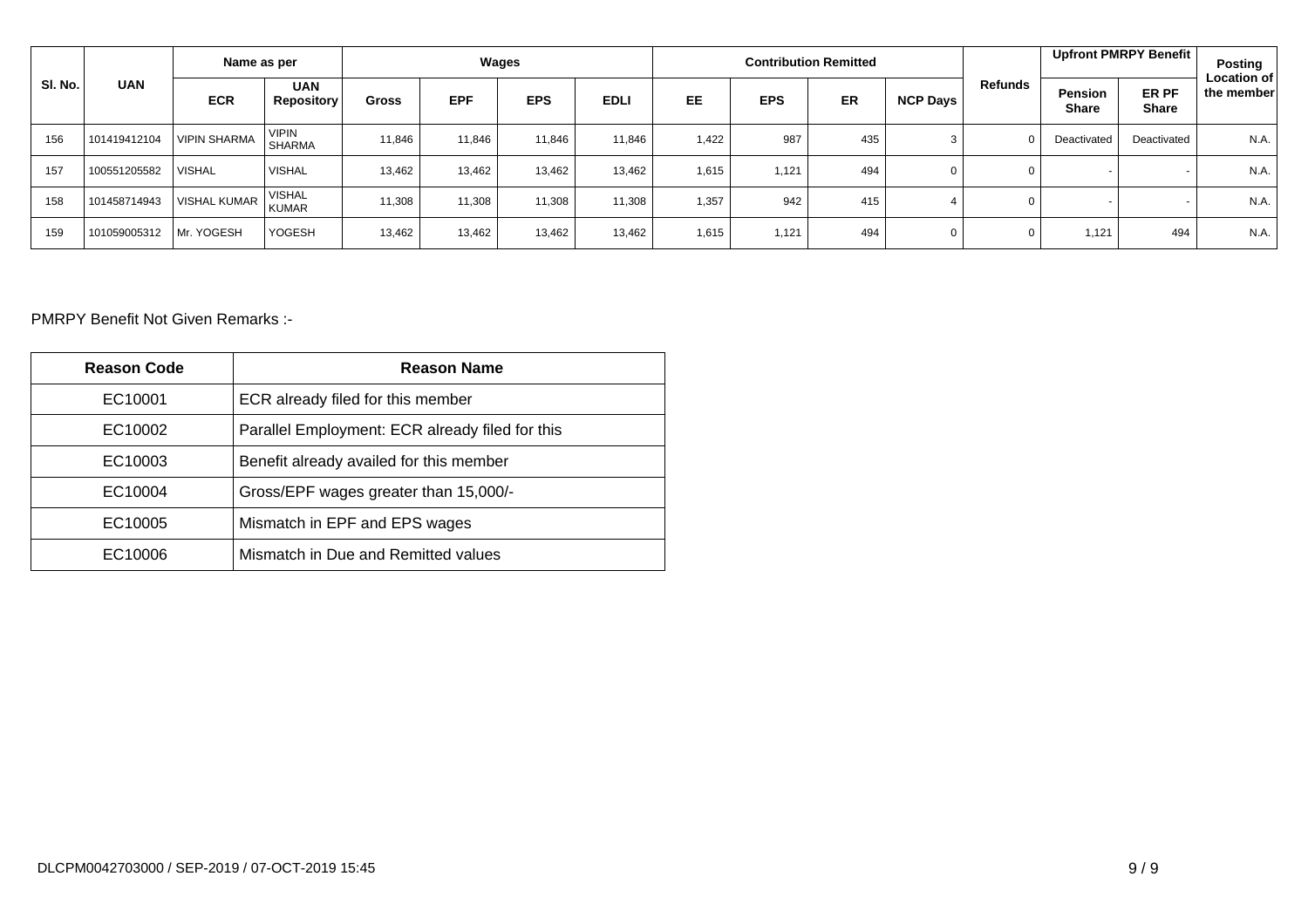| Sl. No. | UAN | Name as per | | Wages | | | | Contribution Remitted | | | | Refunds | Upfront PMRPY Benefit | | Posting Location of the member |
|---|---|---|---|---|---|---|---|---|---|---|---|---|---|---|---|
| | | ECR | UAN Repository | Gross | EPF | EPS | EDLI | EE | EPS | ER | NCP Days | | Pension Share | ER PF Share | |
| 156 | 101419412104 | VIPIN SHARMA | VIPIN SHARMA | 11,846 | 11,846 | 11,846 | 11,846 | 1,422 | 987 | 435 | 3 | 0 | Deactivated | Deactivated | N.A. |
| 157 | 100551205582 | VISHAL | VISHAL | 13,462 | 13,462 | 13,462 | 13,462 | 1,615 | 1,121 | 494 | 0 | 0 | - | - | N.A. |
| 158 | 101458714943 | VISHAL KUMAR | VISHAL KUMAR | 11,308 | 11,308 | 11,308 | 11,308 | 1,357 | 942 | 415 | 4 | 0 | - | - | N.A. |
| 159 | 101059005312 | Mr. YOGESH | YOGESH | 13,462 | 13,462 | 13,462 | 13,462 | 1,615 | 1,121 | 494 | 0 | 0 | 1,121 | 494 | N.A. |

PMRPY Benefit Not Given Remarks :-

| Reason Code | Reason Name |
|---|---|
| EC10001 | ECR already filed for this member |
| EC10002 | Parallel Employment: ECR already filed for this |
| EC10003 | Benefit already availed for this member |
| EC10004 | Gross/EPF wages greater than 15,000/- |
| EC10005 | Mismatch in EPF and EPS wages |
| EC10006 | Mismatch in Due and Remitted values |

DLCPM0042703000 / SEP-2019 / 07-OCT-2019 15:45